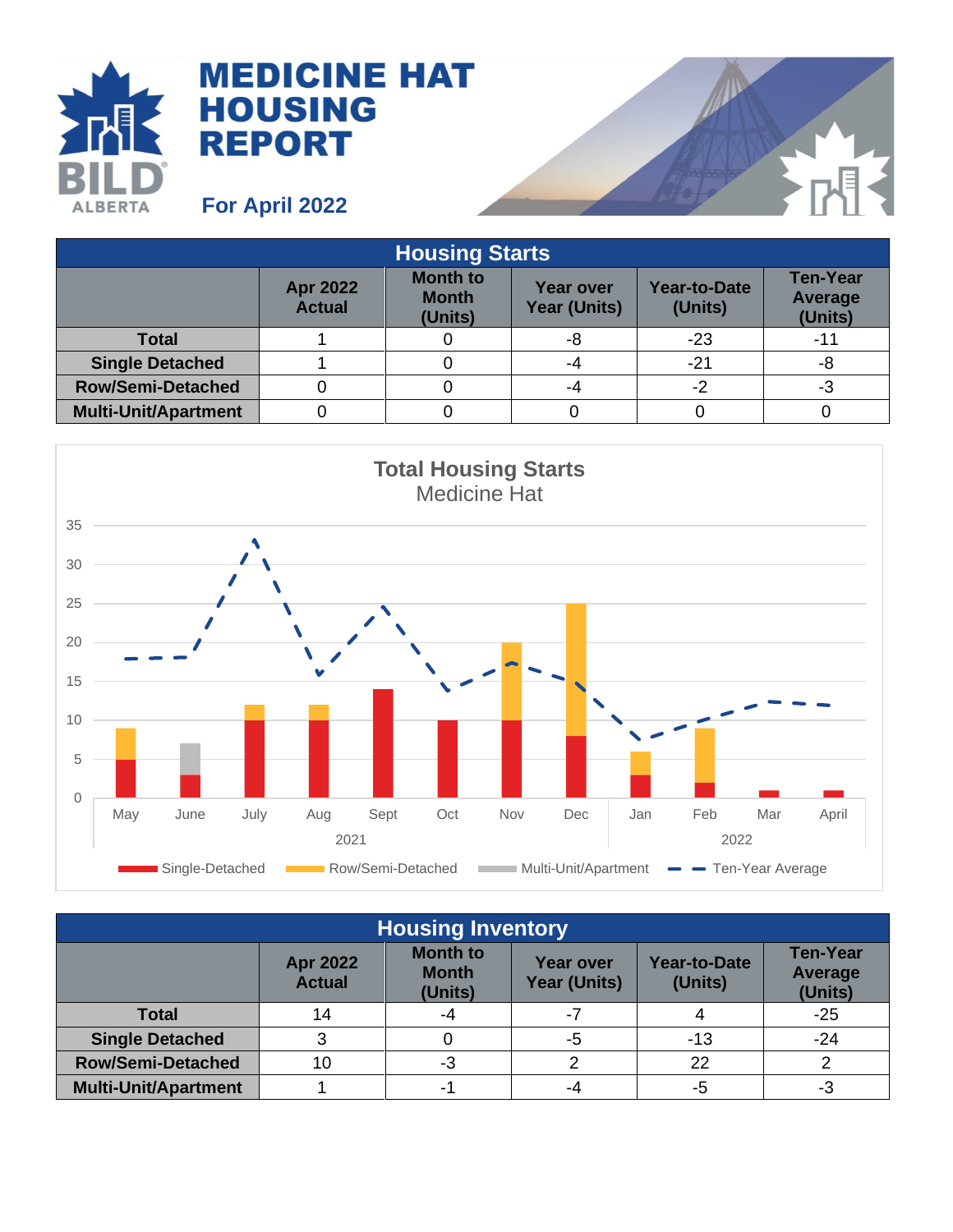# MEDICINE HAT HOUSING REPORT

**For April 2022**

| Housing Starts | | | | | |
|---|---|---|---|---|---|
| | Apr 2022 Actual | Month to Month (Units) | Year over Year (Units) | Year-to-Date (Units) | Ten-Year Average (Units) |
| **Total** | 1 | 0 | -8 | -23 | -11 |
| **Single Detached** | 1 | 0 | -4 | -21 | -8 |
| **Row/Semi-Detached** | 0 | 0 | -4 | -2 | -3 |
| **Multi-Unit/Apartment** | 0 | 0 | 0 | 0 | 0 |

**Total Housing Starts**
Medicine Hat

| Housing Inventory | | | | | |
|---|---|---|---|---|---|
| | Apr 2022 Actual | Month to Month (Units) | Year over Year (Units) | Year-to-Date (Units) | Ten-Year Average (Units) |
| **Total** | 14 | -4 | -7 | 4 | -25 |
| **Single Detached** | 3 | 0 | -5 | -13 | -24 |
| **Row/Semi-Detached** | 10 | -3 | 2 | 22 | 2 |
| **Multi-Unit/Apartment** | 1 | -1 | -4 | -5 | -3 |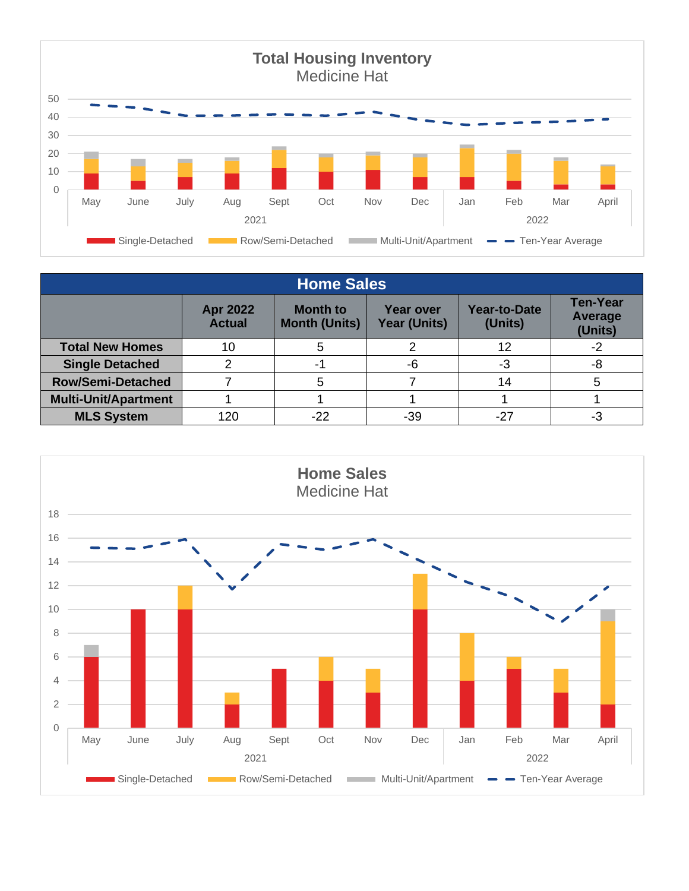**Total Housing Inventory**
Medicine Hat

| | May | June | July | Aug | Sept | Oct | Nov | Dec | Jan | Feb | Mar | April |
|---|---|---|---|---|---|---|---|---|---|---|---|---|
| | 2021 | | | | | | | | 2022 | | | |

Single-Detached  Row/Semi-Detached  Multi-Unit/Apartment  Ten-Year Average

| Home Sales | | | | | |
|---|---|---|---|---|---|
| | Apr 2022 Actual | Month to Month (Units) | Year over Year (Units) | Year-to-Date (Units) | Ten-Year Average (Units) |
| **Total New Homes** | 10 | 5 | 2 | 12 | -2 |
| **Single Detached** | 2 | -1 | -6 | -3 | -8 |
| **Row/Semi-Detached** | 7 | 5 | 7 | 14 | 5 |
| **Multi-Unit/Apartment** | 1 | 1 | 1 | 1 | 1 |
| **MLS System** | 120 | -22 | -39 | -27 | -3 |

**Home Sales**
Medicine Hat

| | May | June | July | Aug | Sept | Oct | Nov | Dec | Jan | Feb | Mar | April |
|---|---|---|---|---|---|---|---|---|---|---|---|---|
| | 2021 | | | | | | | | 2022 | | | |

Single-Detached  Row/Semi-Detached  Multi-Unit/Apartment  Ten-Year Average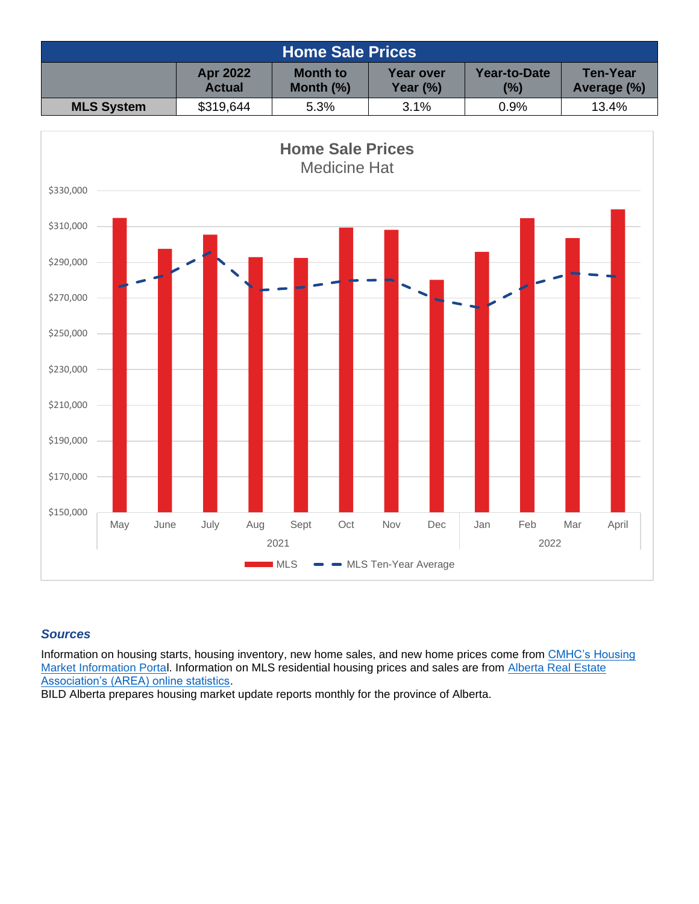## Home Sale Prices

| | Apr 2022 Actual | Month to Month (%) | Year over Year (%) | Year-to-Date (%) | Ten-Year Average (%) |
|---|---|---|---|---|---|
| **MLS System** | $319,644 | 5.3% | 3.1% | 0.9% | 13.4% |

**Home Sale Prices**
Medicine Hat

$330,000
$310,000
$290,000
$270,000
$250,000
$230,000
$210,000
$190,000
$170,000
$150,000

May June July Aug Sept Oct Nov Dec Jan Feb Mar April
2021 2022

MLS
MLS Ten-Year Average

### *Sources*

Information on housing starts, housing inventory, new home sales, and new home prices come from [CMHC's Housing Market Information Portal](). Information on MLS residential housing prices and sales are from [Alberta Real Estate Association's (AREA) online statistics]().
BILD Alberta prepares housing market update reports monthly for the province of Alberta.